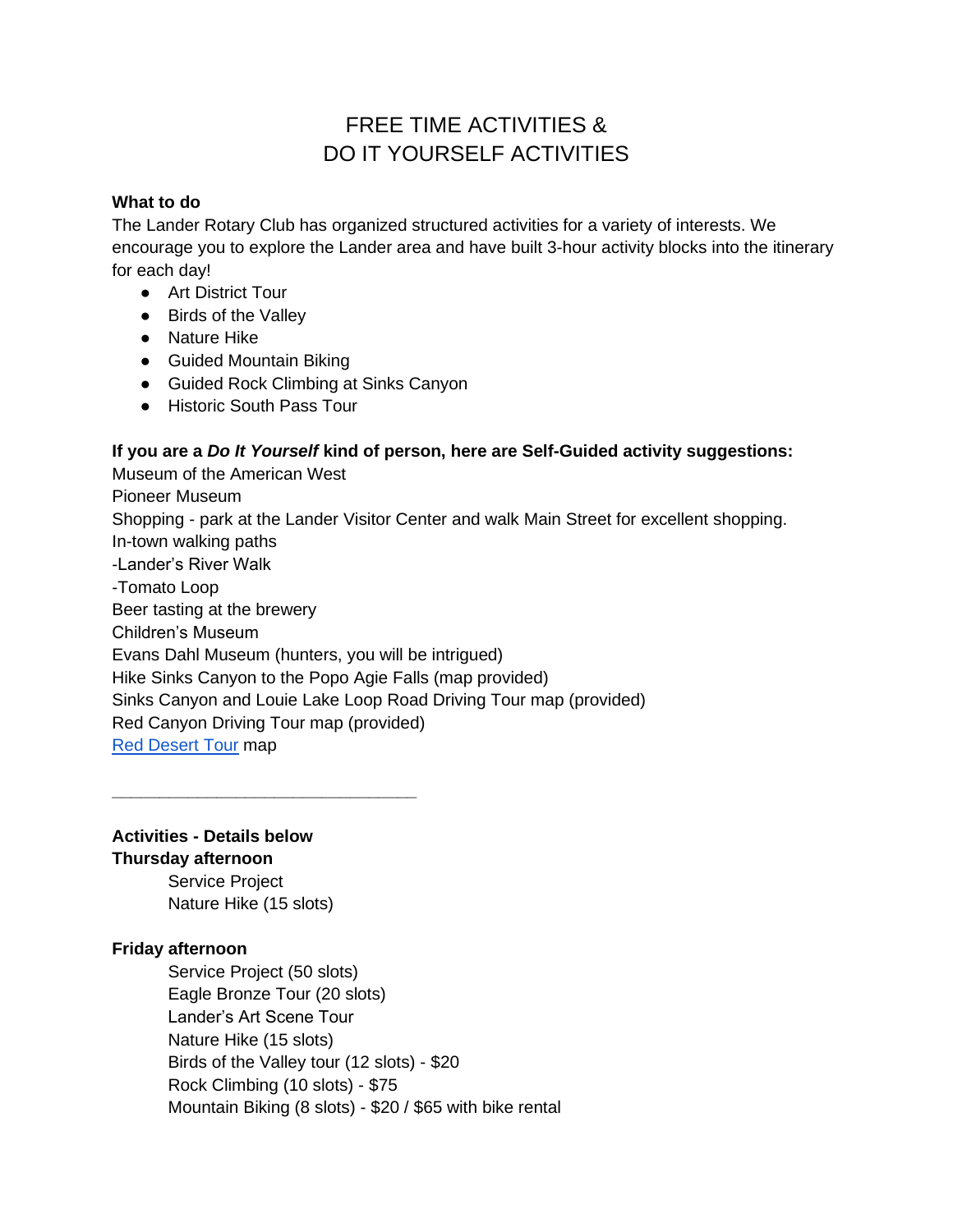# FREE TIME ACTIVITIES & DO IT YOURSELF ACTIVITIES

**What to do**

The Lander Rotary Club has organized structured activities for a variety of interests. We encourage you to explore the Lander area and have built 3-hour activity blocks into the itinerary for each day!

- Art District Tour
- Birds of the Valley
- Nature Hike
- Guided Mountain Biking
- Guided Rock Climbing at Sinks Canyon
- Historic South Pass Tour

**If you are a *Do It Yourself* kind of person, here are Self-Guided activity suggestions:**

Museum of the American West
Pioneer Museum
Shopping - park at the Lander Visitor Center and walk Main Street for excellent shopping.
In-town walking paths
-Lander's River Walk
-Tomato Loop
Beer tasting at the brewery
Children's Museum
Evans Dahl Museum (hunters, you will be intrigued)
Hike Sinks Canyon to the Popo Agie Falls (map provided)
Sinks Canyon and Louie Lake Loop Road Driving Tour map (provided)
Red Canyon Driving Tour map (provided)
Red Desert Tour map

---

**Activities - Details below**

**Thursday afternoon**

Service Project
Nature Hike (15 slots)

**Friday afternoon**

Service Project (50 slots)
Eagle Bronze Tour (20 slots)
Lander's Art Scene Tour
Nature Hike (15 slots)
Birds of the Valley tour (12 slots) - $20
Rock Climbing (10 slots) - $75
Mountain Biking (8 slots) - $20 / $65 with bike rental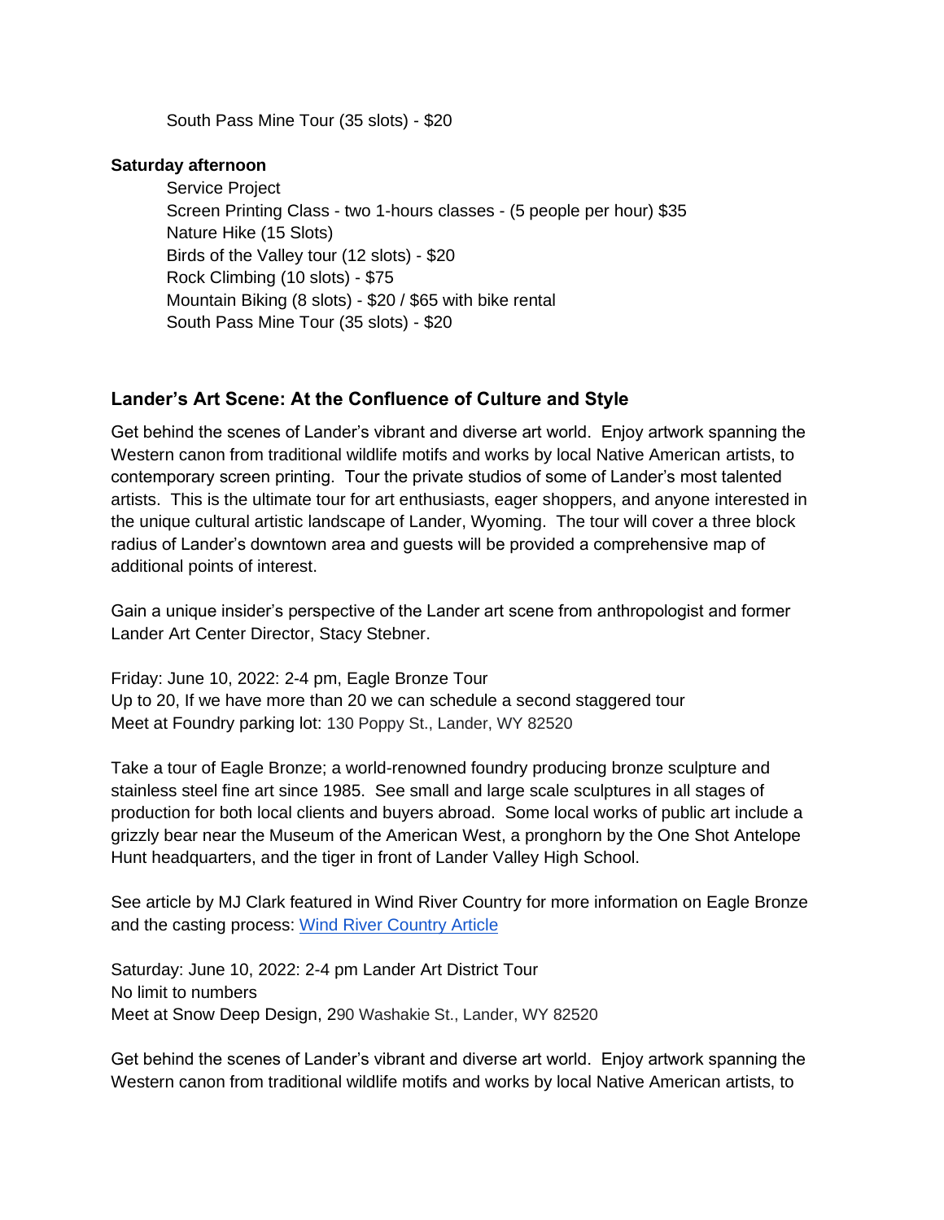South Pass Mine Tour (35 slots) - $20

**Saturday afternoon**

Service Project
Screen Printing Class - two 1-hours classes - (5 people per hour) $35
Nature Hike (15 Slots)
Birds of the Valley tour (12 slots) - $20
Rock Climbing (10 slots) - $75
Mountain Biking (8 slots) - $20 / $65 with bike rental
South Pass Mine Tour (35 slots) - $20

## Lander's Art Scene: At the Confluence of Culture and Style

Get behind the scenes of Lander's vibrant and diverse art world. Enjoy artwork spanning the Western canon from traditional wildlife motifs and works by local Native American artists, to contemporary screen printing. Tour the private studios of some of Lander's most talented artists. This is the ultimate tour for art enthusiasts, eager shoppers, and anyone interested in the unique cultural artistic landscape of Lander, Wyoming. The tour will cover a three block radius of Lander's downtown area and guests will be provided a comprehensive map of additional points of interest.

Gain a unique insider's perspective of the Lander art scene from anthropologist and former Lander Art Center Director, Stacy Stebner.

Friday: June 10, 2022: 2-4 pm, Eagle Bronze Tour
Up to 20, If we have more than 20 we can schedule a second staggered tour
Meet at Foundry parking lot: 130 Poppy St., Lander, WY 82520

Take a tour of Eagle Bronze; a world-renowned foundry producing bronze sculpture and stainless steel fine art since 1985. See small and large scale sculptures in all stages of production for both local clients and buyers abroad. Some local works of public art include a grizzly bear near the Museum of the American West, a pronghorn by the One Shot Antelope Hunt headquarters, and the tiger in front of Lander Valley High School.

See article by MJ Clark featured in Wind River Country for more information on Eagle Bronze and the casting process: [Wind River Country Article]

Saturday: June 10, 2022: 2-4 pm Lander Art District Tour
No limit to numbers
Meet at Snow Deep Design, 290 Washakie St., Lander, WY 82520

Get behind the scenes of Lander's vibrant and diverse art world. Enjoy artwork spanning the Western canon from traditional wildlife motifs and works by local Native American artists, to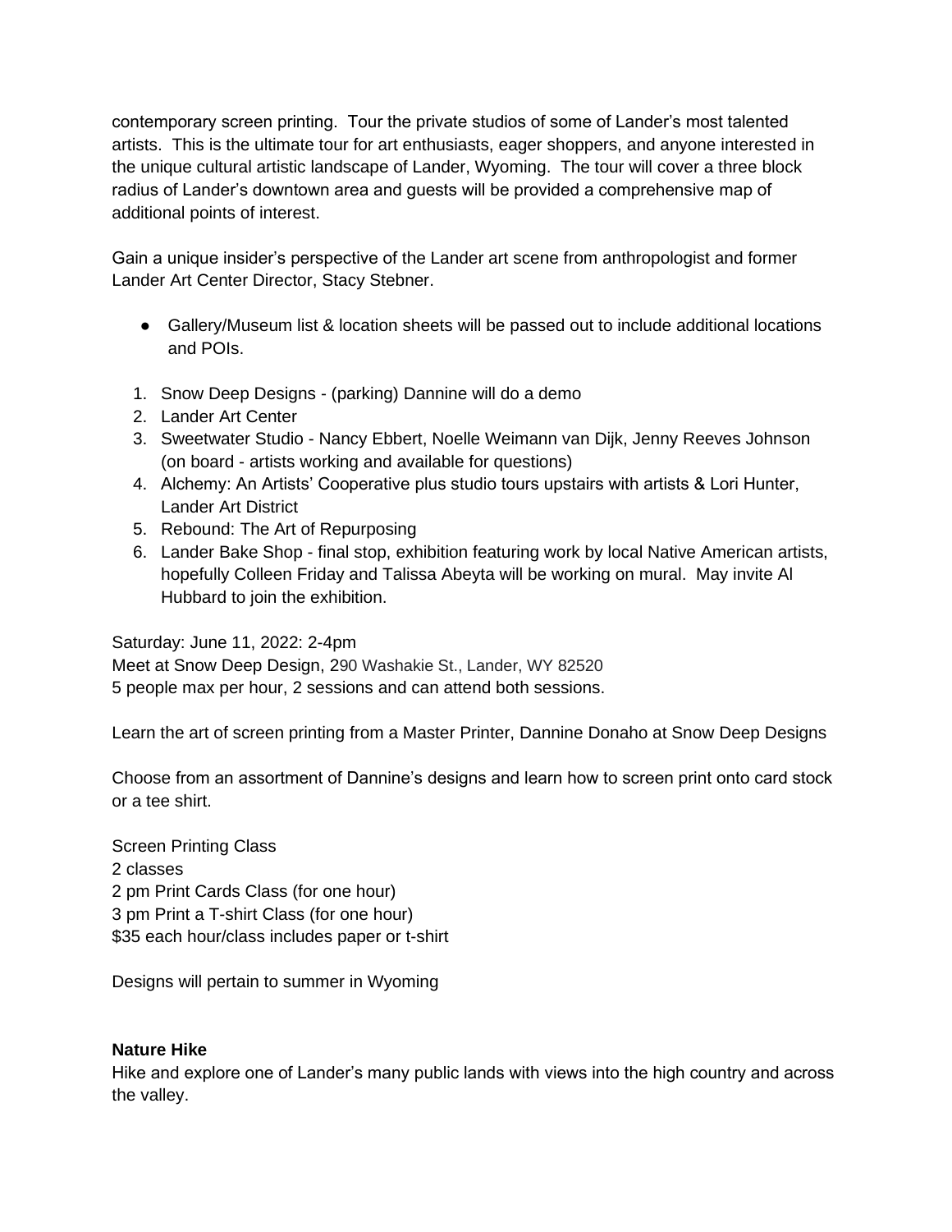contemporary screen printing. Tour the private studios of some of Lander's most talented artists. This is the ultimate tour for art enthusiasts, eager shoppers, and anyone interested in the unique cultural artistic landscape of Lander, Wyoming. The tour will cover a three block radius of Lander's downtown area and guests will be provided a comprehensive map of additional points of interest.

Gain a unique insider's perspective of the Lander art scene from anthropologist and former Lander Art Center Director, Stacy Stebner.

- Gallery/Museum list & location sheets will be passed out to include additional locations and POIs.

1. Snow Deep Designs - (parking) Dannine will do a demo
2. Lander Art Center
3. Sweetwater Studio - Nancy Ebbert, Noelle Weimann van Dijk, Jenny Reeves Johnson (on board - artists working and available for questions)
4. Alchemy: An Artists' Cooperative plus studio tours upstairs with artists & Lori Hunter, Lander Art District
5. Rebound: The Art of Repurposing
6. Lander Bake Shop - final stop, exhibition featuring work by local Native American artists, hopefully Colleen Friday and Talissa Abeyta will be working on mural. May invite Al Hubbard to join the exhibition.

Saturday: June 11, 2022: 2-4pm
Meet at Snow Deep Design, 290 Washakie St., Lander, WY 82520
5 people max per hour, 2 sessions and can attend both sessions.

Learn the art of screen printing from a Master Printer, Dannine Donaho at Snow Deep Designs

Choose from an assortment of Dannine's designs and learn how to screen print onto card stock or a tee shirt.

Screen Printing Class
2 classes
2 pm Print Cards Class (for one hour)
3 pm Print a T-shirt Class (for one hour)
$35 each hour/class includes paper or t-shirt

Designs will pertain to summer in Wyoming

**Nature Hike**
Hike and explore one of Lander's many public lands with views into the high country and across the valley.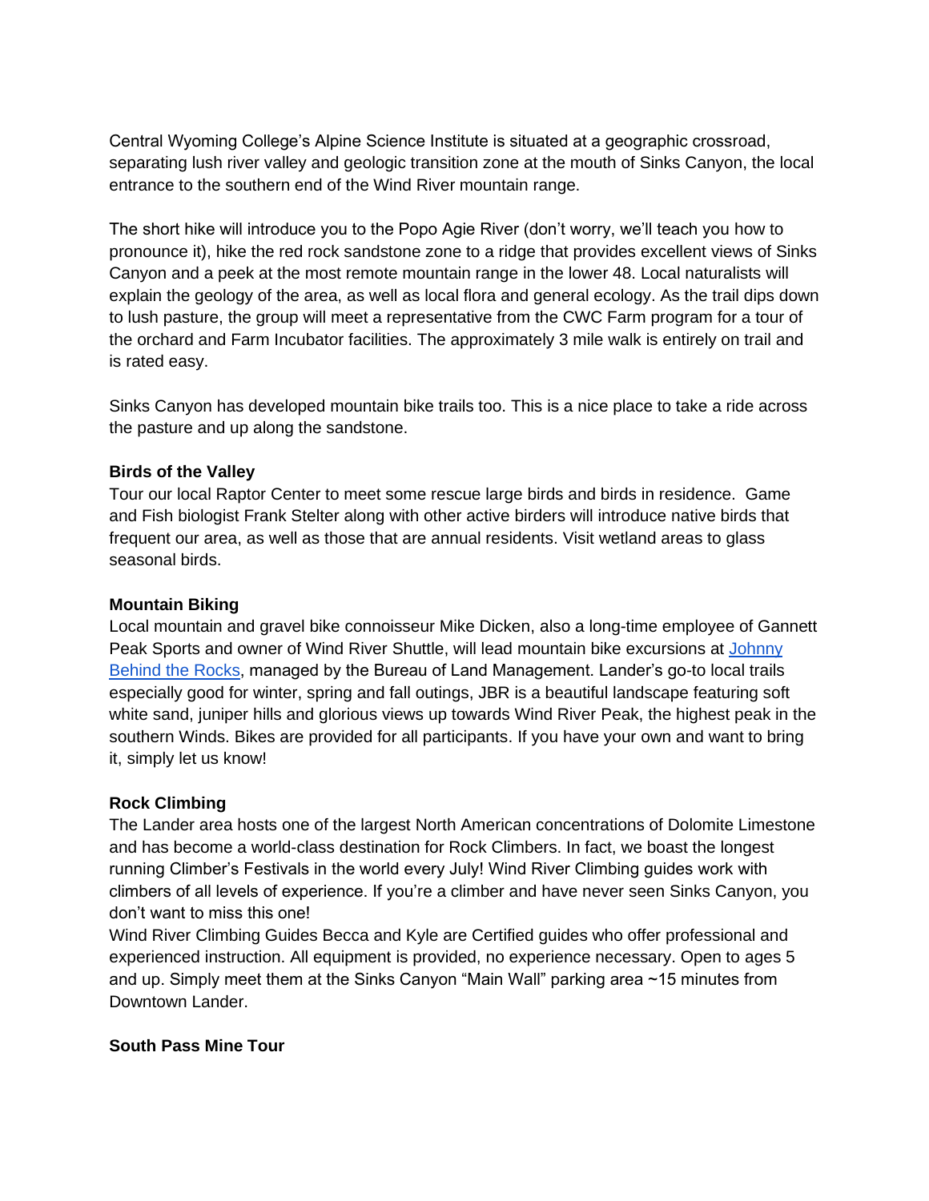Central Wyoming College's Alpine Science Institute is situated at a geographic crossroad, separating lush river valley and geologic transition zone at the mouth of Sinks Canyon, the local entrance to the southern end of the Wind River mountain range.

The short hike will introduce you to the Popo Agie River (don't worry, we'll teach you how to pronounce it), hike the red rock sandstone zone to a ridge that provides excellent views of Sinks Canyon and a peek at the most remote mountain range in the lower 48. Local naturalists will explain the geology of the area, as well as local flora and general ecology. As the trail dips down to lush pasture, the group will meet a representative from the CWC Farm program for a tour of the orchard and Farm Incubator facilities. The approximately 3 mile walk is entirely on trail and is rated easy.

Sinks Canyon has developed mountain bike trails too. This is a nice place to take a ride across the pasture and up along the sandstone.

**Birds of the Valley**
Tour our local Raptor Center to meet some rescue large birds and birds in residence. Game and Fish biologist Frank Stelter along with other active birders will introduce native birds that frequent our area, as well as those that are annual residents. Visit wetland areas to glass seasonal birds.

**Mountain Biking**
Local mountain and gravel bike connoisseur Mike Dicken, also a long-time employee of Gannett Peak Sports and owner of Wind River Shuttle, will lead mountain bike excursions at [Johnny Behind the Rocks](), managed by the Bureau of Land Management. Lander's go-to local trails especially good for winter, spring and fall outings, JBR is a beautiful landscape featuring soft white sand, juniper hills and glorious views up towards Wind River Peak, the highest peak in the southern Winds. Bikes are provided for all participants. If you have your own and want to bring it, simply let us know!

**Rock Climbing**
The Lander area hosts one of the largest North American concentrations of Dolomite Limestone and has become a world-class destination for Rock Climbers. In fact, we boast the longest running Climber's Festivals in the world every July! Wind River Climbing guides work with climbers of all levels of experience. If you're a climber and have never seen Sinks Canyon, you don't want to miss this one!
Wind River Climbing Guides Becca and Kyle are Certified guides who offer professional and experienced instruction. All equipment is provided, no experience necessary. Open to ages 5 and up. Simply meet them at the Sinks Canyon "Main Wall" parking area ~15 minutes from Downtown Lander.

**South Pass Mine Tour**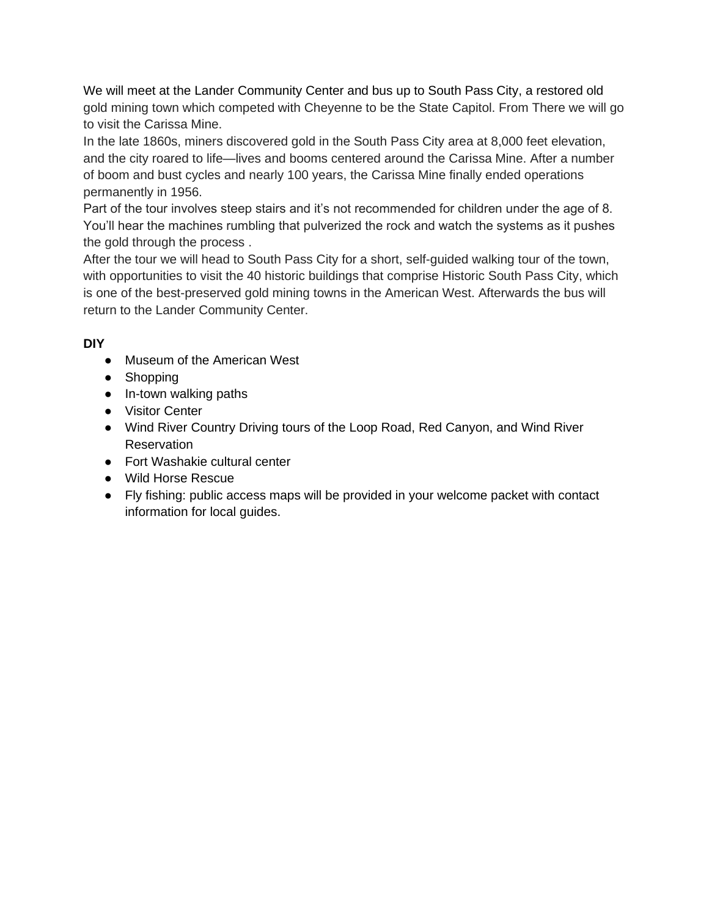We will meet at the Lander Community Center and bus up to South Pass City, a restored old gold mining town which competed with Cheyenne to be the State Capitol. From There we will go to visit the Carissa Mine.

In the late 1860s, miners discovered gold in the South Pass City area at 8,000 feet elevation, and the city roared to life—lives and booms centered around the Carissa Mine. After a number of boom and bust cycles and nearly 100 years, the Carissa Mine finally ended operations permanently in 1956.

Part of the tour involves steep stairs and it's not recommended for children under the age of 8. You'll hear the machines rumbling that pulverized the rock and watch the systems as it pushes the gold through the process .

After the tour we will head to South Pass City for a short, self-guided walking tour of the town, with opportunities to visit the 40 historic buildings that comprise Historic South Pass City, which is one of the best-preserved gold mining towns in the American West. Afterwards the bus will return to the Lander Community Center.

**DIY**

- Museum of the American West
- Shopping
- In-town walking paths
- Visitor Center
- Wind River Country Driving tours of the Loop Road, Red Canyon, and Wind River Reservation
- Fort Washakie cultural center
- Wild Horse Rescue
- Fly fishing: public access maps will be provided in your welcome packet with contact information for local guides.